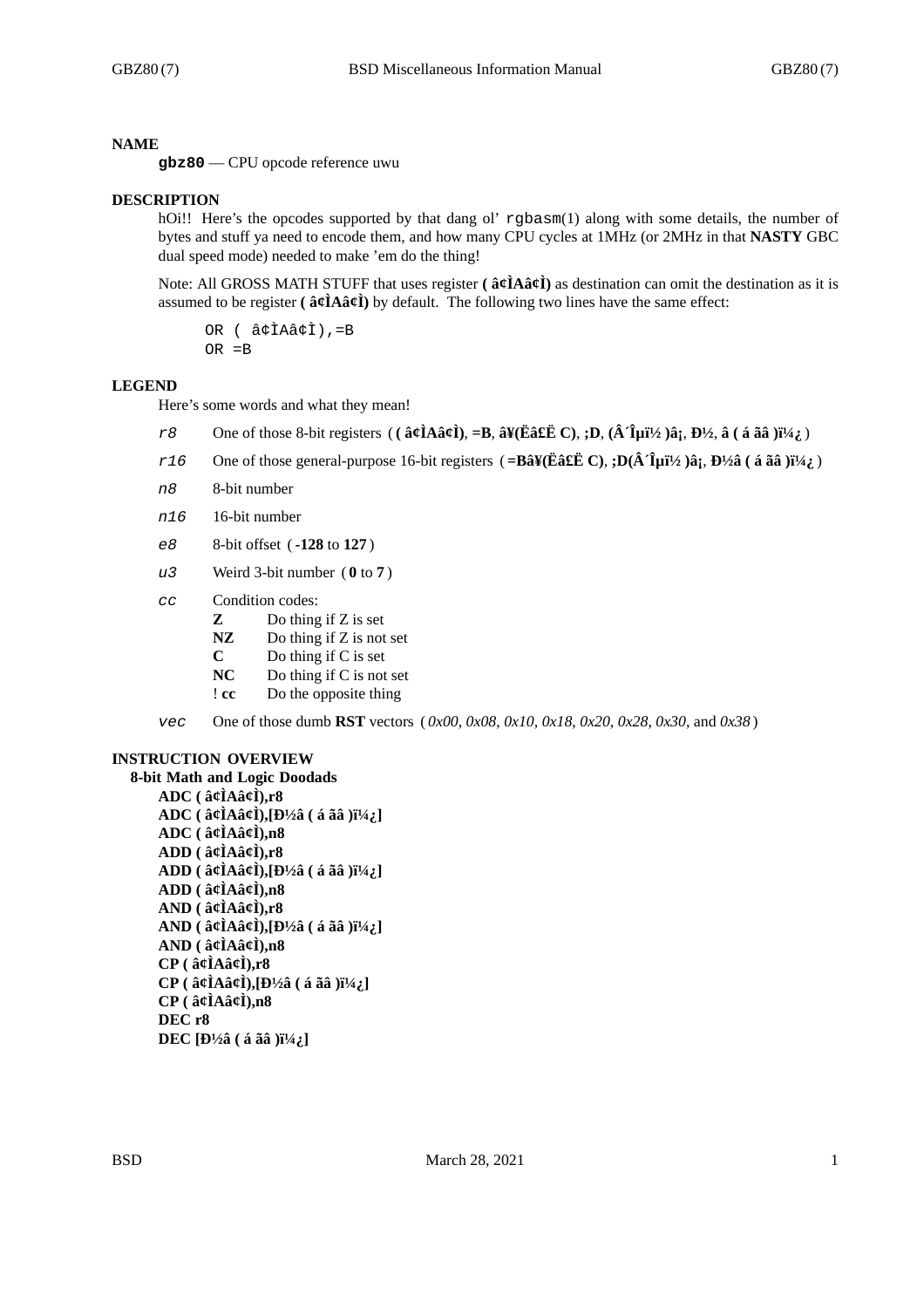# NAME

**gbz80** — CPU opcode reference uwu

# DESCRIPTION

hOi!! Here's the opcodes supported by that dang ol' `rgbasm`(1) along with some details, the number of bytes and stuff ya need to encode them, and how many CPU cycles at 1MHz (or 2MHz in that **NASTY** GBC dual speed mode) needed to make 'em do the thing!

Note: All GROSS MATH STUFF that uses register **( â¢ÌAâ¢Ì)** as destination can omit the destination as it is assumed to be register **( â¢ÌAâ¢Ì)** by default. The following two lines have the same effect:

```
OR ( â¢ÌAâ¢Ì),=B
OR =B
```

# LEGEND

Here's some words and what they mean!

*r8* One of those 8-bit registers ( **( â¢ÌAâ¢Ì)**, **=B**, **â¥(Ëâ£Ë C)**, **;D**, **(Â´Îµï½ )â¡**, **Ð½**, **â ( á ãâ )ï¼¿** )

*r16* One of those general-purpose 16-bit registers ( **=Bâ¥(Ëâ£Ë C)**, **;D(Â´Îµï½ )â¡**, **Ð½â ( á ãâ )ï¼¿** )

*n8* 8-bit number

*n16* 16-bit number

*e8* 8-bit offset ( **-128** to **127** )

*u3* Weird 3-bit number ( **0** to **7** )

*cc* Condition codes:

- **Z** Do thing if Z is set
- **NZ** Do thing if Z is not set
- **C** Do thing if C is set
- **NC** Do thing if C is not set
- ! **cc** Do the opposite thing

*vec* One of those dumb **RST** vectors ( *0x00*, *0x08*, *0x10*, *0x18*, *0x20*, *0x28*, *0x30*, and *0x38* )

# INSTRUCTION OVERVIEW

## 8-bit Math and Logic Doodads

**ADC ( â¢ÌAâ¢Ì),r8**
**ADC ( â¢ÌAâ¢Ì),[Ð½â ( á ãâ )ï¼¿]**
**ADC ( â¢ÌAâ¢Ì),n8**
**ADD ( â¢ÌAâ¢Ì),r8**
**ADD ( â¢ÌAâ¢Ì),[Ð½â ( á ãâ )ï¼¿]**
**ADD ( â¢ÌAâ¢Ì),n8**
**AND ( â¢ÌAâ¢Ì),r8**
**AND ( â¢ÌAâ¢Ì),[Ð½â ( á ãâ )ï¼¿]**
**AND ( â¢ÌAâ¢Ì),n8**
**CP ( â¢ÌAâ¢Ì),r8**
**CP ( â¢ÌAâ¢Ì),[Ð½â ( á ãâ )ï¼¿]**
**CP ( â¢ÌAâ¢Ì),n8**
**DEC r8**
**DEC [Ð½â ( á ãâ )ï¼¿]**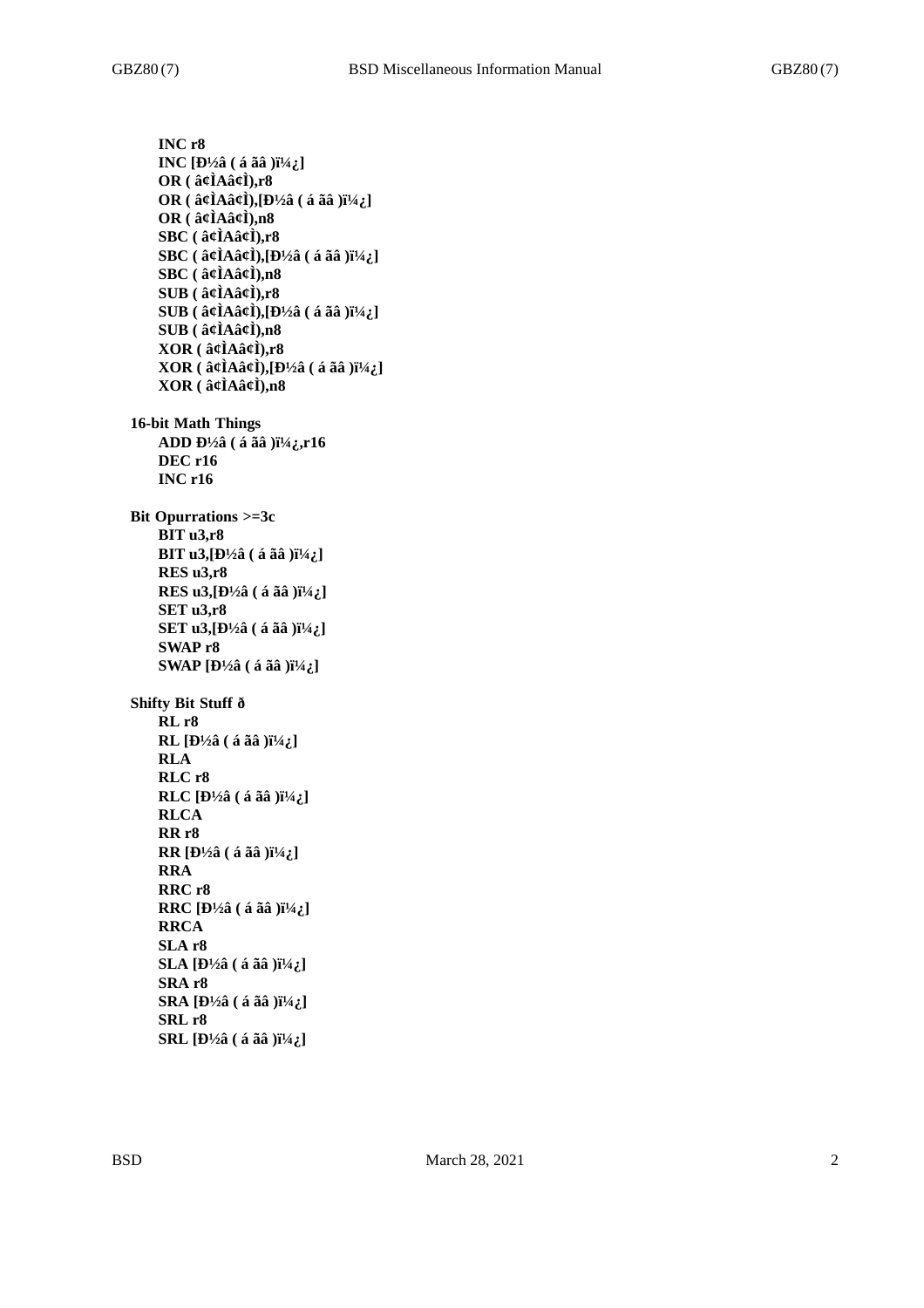**INC r8**
**INC [Ð½â ( á ãâ )ï¼¿]**
**OR ( â¢ÌAâ¢Ì),r8**
**OR ( â¢ÌAâ¢Ì),[Ð½â ( á ãâ )ï¼¿]**
**OR ( â¢ÌAâ¢Ì),n8**
**SBC ( â¢ÌAâ¢Ì),r8**
**SBC ( â¢ÌAâ¢Ì),[Ð½â ( á ãâ )ï¼¿]**
**SBC ( â¢ÌAâ¢Ì),n8**
**SUB ( â¢ÌAâ¢Ì),r8**
**SUB ( â¢ÌAâ¢Ì),[Ð½â ( á ãâ )ï¼¿]**
**SUB ( â¢ÌAâ¢Ì),n8**
**XOR ( â¢ÌAâ¢Ì),r8**
**XOR ( â¢ÌAâ¢Ì),[Ð½â ( á ãâ )ï¼¿]**
**XOR ( â¢ÌAâ¢Ì),n8**

**16-bit Math Things**

**ADD Ð½â ( á ãâ )ï¼¿,r16**
**DEC r16**
**INC r16**

**Bit Opurrations >=3c**

**BIT u3,r8**
**BIT u3,[Ð½â ( á ãâ )ï¼¿]**
**RES u3,r8**
**RES u3,[Ð½â ( á ãâ )ï¼¿]**
**SET u3,r8**
**SET u3,[Ð½â ( á ãâ )ï¼¿]**
**SWAP r8**
**SWAP [Ð½â ( á ãâ )ï¼¿]**

**Shifty Bit Stuff ð**

**RL r8**
**RL [Ð½â ( á ãâ )ï¼¿]**
**RLA**
**RLC r8**
**RLC [Ð½â ( á ãâ )ï¼¿]**
**RLCA**
**RR r8**
**RR [Ð½â ( á ãâ )ï¼¿]**
**RRA**
**RRC r8**
**RRC [Ð½â ( á ãâ )ï¼¿]**
**RRCA**
**SLA r8**
**SLA [Ð½â ( á ãâ )ï¼¿]**
**SRA r8**
**SRA [Ð½â ( á ãâ )ï¼¿]**
**SRL r8**
**SRL [Ð½â ( á ãâ )ï¼¿]**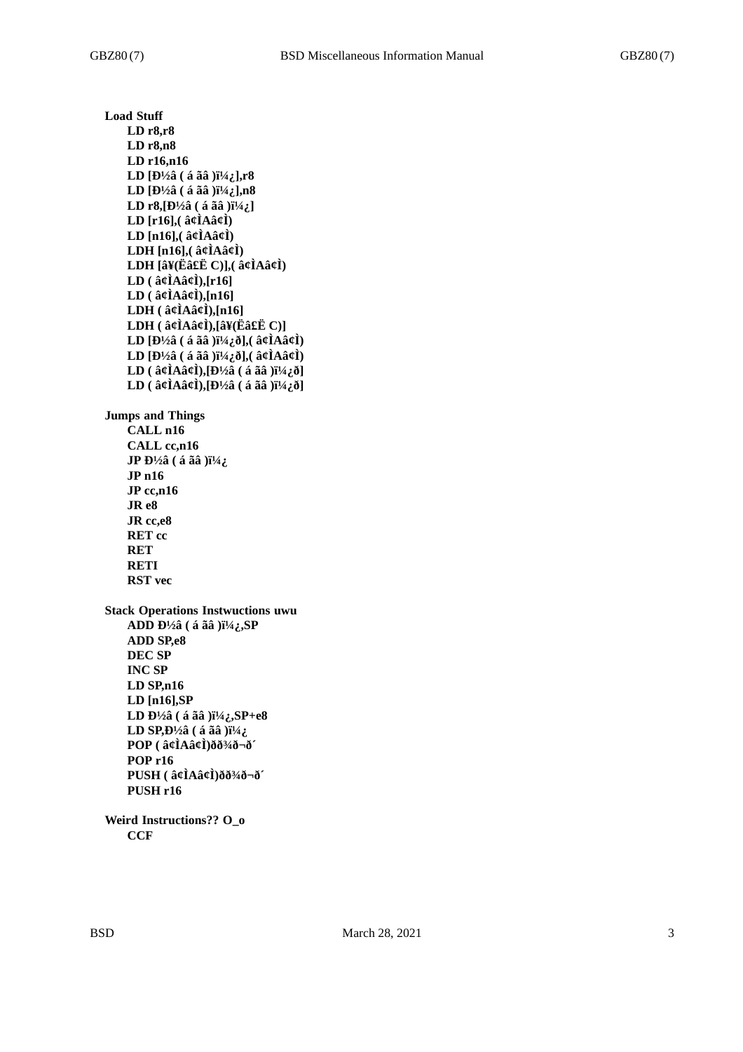**Load Stuff**

- **LD r8,r8**
- **LD r8,n8**
- **LD r16,n16**
- **LD [Ð½â ( á ãâ )ï¼¿],r8**
- **LD [Ð½â ( á ãâ )ï¼¿],n8**
- **LD r8,[Ð½â ( á ãâ )ï¼¿]**
- **LD [r16],( â¢ÌAâ¢Ì)**
- **LD [n16],( â¢ÌAâ¢Ì)**
- **LDH [n16],( â¢ÌAâ¢Ì)**
- **LDH [â¥(Ëâ£Ë C)],( â¢ÌAâ¢Ì)**
- **LD ( â¢ÌAâ¢Ì),[r16]**
- **LD ( â¢ÌAâ¢Ì),[n16]**
- **LDH ( â¢ÌAâ¢Ì),[n16]**
- **LDH ( â¢ÌAâ¢Ì),[â¥(Ëâ£Ë C)]**
- **LD [Ð½â ( á ãâ )ï¼¿ð],( â¢ÌAâ¢Ì)**
- **LD [Ð½â ( á ãâ )ï¼¿ð],( â¢ÌAâ¢Ì)**
- **LD ( â¢ÌAâ¢Ì),[Ð½â ( á ãâ )ï¼¿ð]**
- **LD ( â¢ÌAâ¢Ì),[Ð½â ( á ãâ )ï¼¿ð]**

**Jumps and Things**

- **CALL n16**
- **CALL cc,n16**
- **JP Ð½â ( á ãâ )ï¼¿**
- **JP n16**
- **JP cc,n16**
- **JR e8**
- **JR cc,e8**
- **RET cc**
- **RET**
- **RETI**
- **RST vec**

**Stack Operations Instwuctions uwu**

- **ADD Ð½â ( á ãâ )ï¼¿,SP**
- **ADD SP,e8**
- **DEC SP**
- **INC SP**
- **LD SP,n16**
- **LD [n16],SP**
- **LD Ð½â ( á ãâ )ï¼¿,SP+e8**
- **LD SP,Ð½â ( á ãâ )ï¼¿**
- **POP ( â¢ÌAâ¢Ì)ðð¾ð¬ð´**
- **POP r16**
- **PUSH ( â¢ÌAâ¢Ì)ðð¾ð¬ð´**
- **PUSH r16**

**Weird Instructions?? O_o**

- **CCF**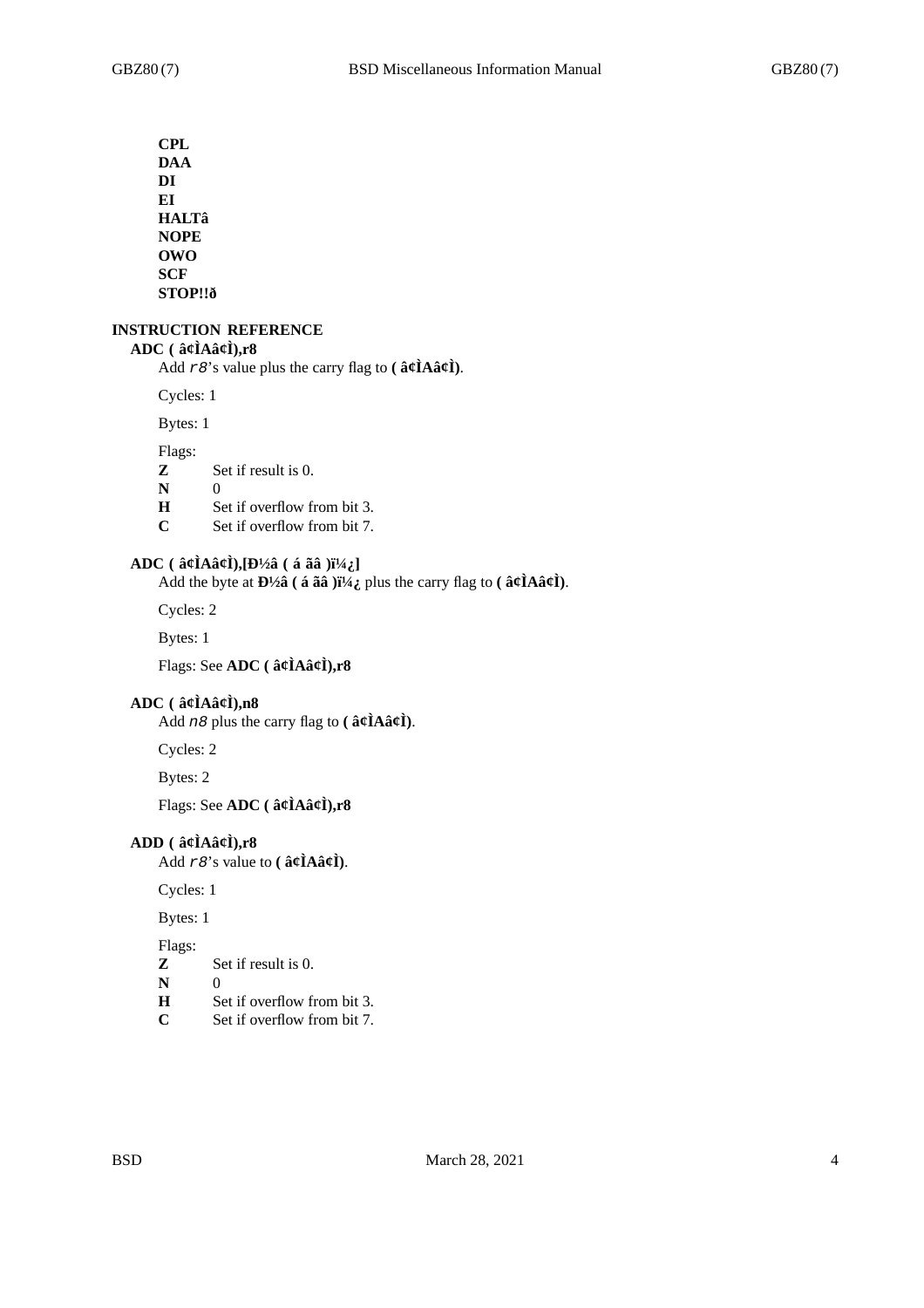**CPL**
**DAA**
**DI**
**EI**
**HALTâ**
**NOPE**
**OWO**
**SCF**
**STOP!!ð**

## INSTRUCTION REFERENCE

### ADC ( â¢ÌAâ¢Ì),r8

Add *r8*'s value plus the carry flag to **( â¢ÌAâ¢Ì)**.

Cycles: 1

Bytes: 1

Flags:

- **Z** Set if result is 0.
- **N** 0
- **H** Set if overflow from bit 3.
- **C** Set if overflow from bit 7.

### ADC ( â¢ÌAâ¢Ì),[Ð½â ( á ãâ )ï¼¿]

Add the byte at **Ð½â ( á ãâ )ï¼¿** plus the carry flag to **( â¢ÌAâ¢Ì)**.

Cycles: 2

Bytes: 1

Flags: See **ADC ( â¢ÌAâ¢Ì),r8**

### ADC ( â¢ÌAâ¢Ì),n8

Add *n8* plus the carry flag to **( â¢ÌAâ¢Ì)**.

Cycles: 2

Bytes: 2

Flags: See **ADC ( â¢ÌAâ¢Ì),r8**

### ADD ( â¢ÌAâ¢Ì),r8

Add *r8*'s value to **( â¢ÌAâ¢Ì)**.

Cycles: 1

Bytes: 1

Flags:

- **Z** Set if result is 0.
- **N** 0
- **H** Set if overflow from bit 3.
- **C** Set if overflow from bit 7.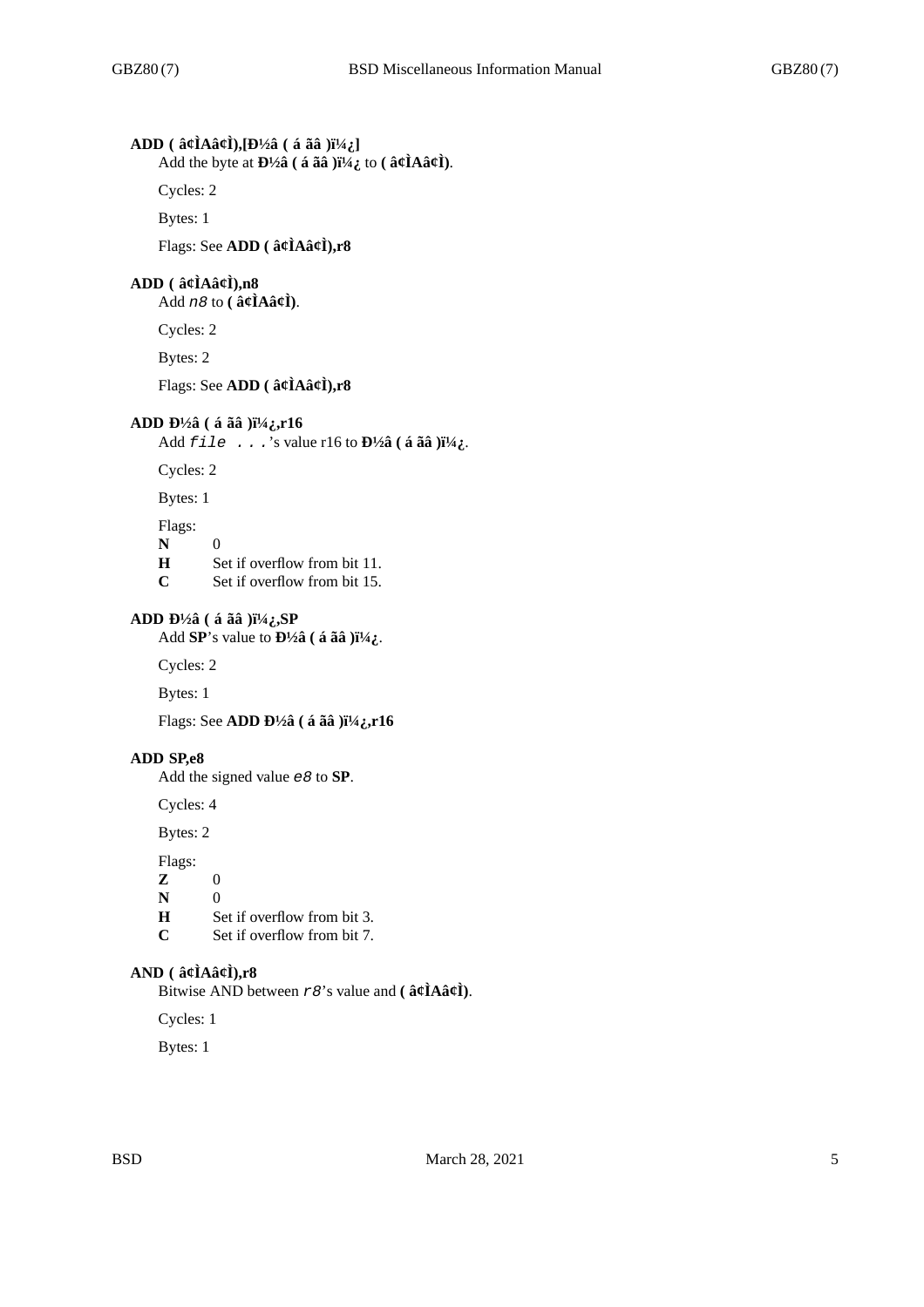**ADD ( â¢ÌAâ¢Ì),[Ð½â ( á ãâ )ï¼¿]**

Add the byte at **Ð½â ( á ãâ )ï¼¿** to **( â¢ÌAâ¢Ì)**.

Cycles: 2

Bytes: 1

Flags: See **ADD ( â¢ÌAâ¢Ì),r8**

**ADD ( â¢ÌAâ¢Ì),n8**

Add *n8* to **( â¢ÌAâ¢Ì)**.

Cycles: 2

Bytes: 2

Flags: See **ADD ( â¢ÌAâ¢Ì),r8**

**ADD Ð½â ( á ãâ )ï¼¿,r16**

Add *file ...*'s value r16 to **Ð½â ( á ãâ )ï¼¿**.

Cycles: 2

Bytes: 1

Flags:

- **N** 0
- **H** Set if overflow from bit 11.
- **C** Set if overflow from bit 15.

**ADD Ð½â ( á ãâ )ï¼¿,SP**

Add **SP**'s value to **Ð½â ( á ãâ )ï¼¿**.

Cycles: 2

Bytes: 1

Flags: See **ADD Ð½â ( á ãâ )ï¼¿,r16**

**ADD SP,e8**

Add the signed value *e8* to **SP**.

Cycles: 4

Bytes: 2

Flags:

- **Z** 0
- **N** 0
- **H** Set if overflow from bit 3.
- **C** Set if overflow from bit 7.

**AND ( â¢ÌAâ¢Ì),r8**

Bitwise AND between *r8*'s value and **( â¢ÌAâ¢Ì)**.

Cycles: 1

Bytes: 1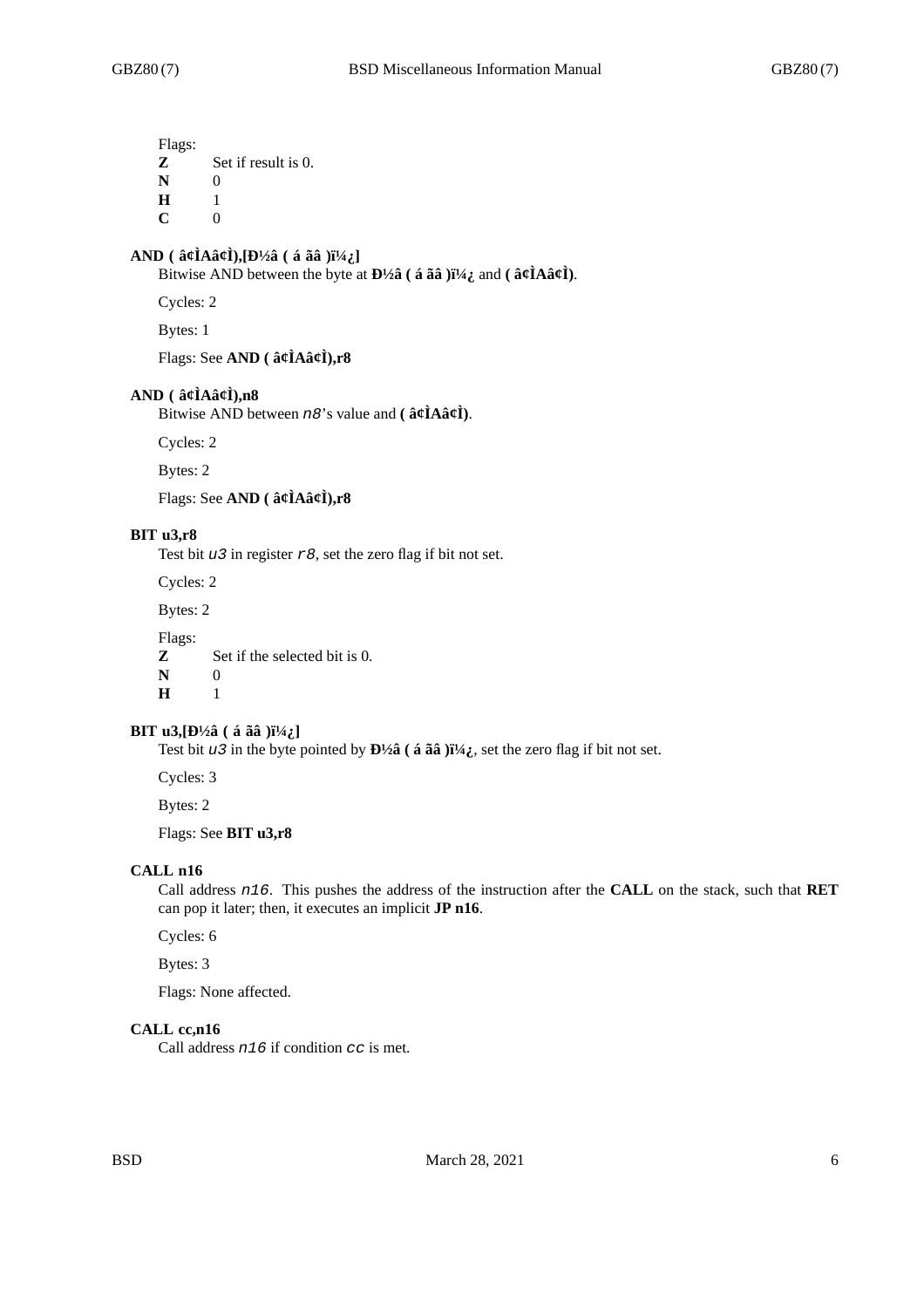Flags:

**Z** Set if result is 0.
**N** 0
**H** 1
**C** 0

**AND ( â¢ÌAâ¢Ì),[Ð½â ( á ãâ )ï¼¿]**

Bitwise AND between the byte at **Ð½â ( á ãâ )ï¼¿** and **( â¢ÌAâ¢Ì)**.

Cycles: 2

Bytes: 1

Flags: See **AND ( â¢ÌAâ¢Ì),r8**

**AND ( â¢ÌAâ¢Ì),n8**

Bitwise AND between *n8*'s value and **( â¢ÌAâ¢Ì)**.

Cycles: 2

Bytes: 2

Flags: See **AND ( â¢ÌAâ¢Ì),r8**

**BIT u3,r8**

Test bit *u3* in register *r8*, set the zero flag if bit not set.

Cycles: 2

Bytes: 2

Flags:

**Z** Set if the selected bit is 0.
**N** 0
**H** 1

**BIT u3,[Ð½â ( á ãâ )ï¼¿]**

Test bit *u3* in the byte pointed by **Ð½â ( á ãâ )ï¼¿**, set the zero flag if bit not set.

Cycles: 3

Bytes: 2

Flags: See **BIT u3,r8**

**CALL n16**

Call address *n16*. This pushes the address of the instruction after the **CALL** on the stack, such that **RET** can pop it later; then, it executes an implicit **JP n16**.

Cycles: 6

Bytes: 3

Flags: None affected.

**CALL cc,n16**

Call address *n16* if condition *cc* is met.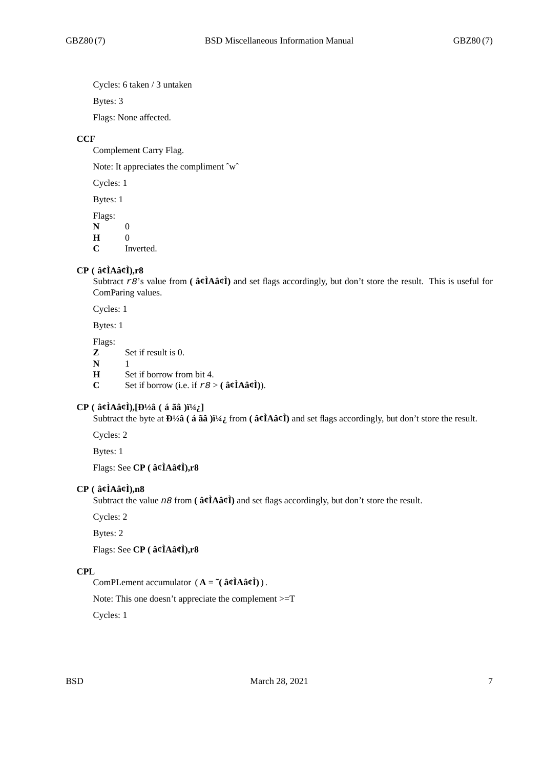Cycles: 6 taken / 3 untaken

Bytes: 3

Flags: None affected.

**CCF**

Complement Carry Flag.

Note: It appreciates the compliment ˆwˆ

Cycles: 1

Bytes: 1

Flags:

**N** 0
**H** 0
**C** Inverted.

**CP ( â¢ÌAâ¢Ì),r8**

Subtract *r8*'s value from **( â¢ÌAâ¢Ì)** and set flags accordingly, but don't store the result. This is useful for ComParing values.

Cycles: 1

Bytes: 1

Flags:

**Z** Set if result is 0.
**N** 1
**H** Set if borrow from bit 4.
**C** Set if borrow (i.e. if *r8* > **( â¢ÌAâ¢Ì)**).

**CP ( â¢ÌAâ¢Ì),[Ð½â ( á ãâ )ï¼¿]**

Subtract the byte at **Ð½â ( á ãâ )ï¼¿** from **( â¢ÌAâ¢Ì)** and set flags accordingly, but don't store the result.

Cycles: 2

Bytes: 1

Flags: See **CP ( â¢ÌAâ¢Ì),r8**

**CP ( â¢ÌAâ¢Ì),n8**

Subtract the value *n8* from **( â¢ÌAâ¢Ì)** and set flags accordingly, but don't store the result.

Cycles: 2

Bytes: 2

Flags: See **CP ( â¢ÌAâ¢Ì),r8**

**CPL**

ComPLement accumulator ( **A** = **˜( â¢ÌAâ¢Ì)** ).

Note: This one doesn't appreciate the complement >=T

Cycles: 1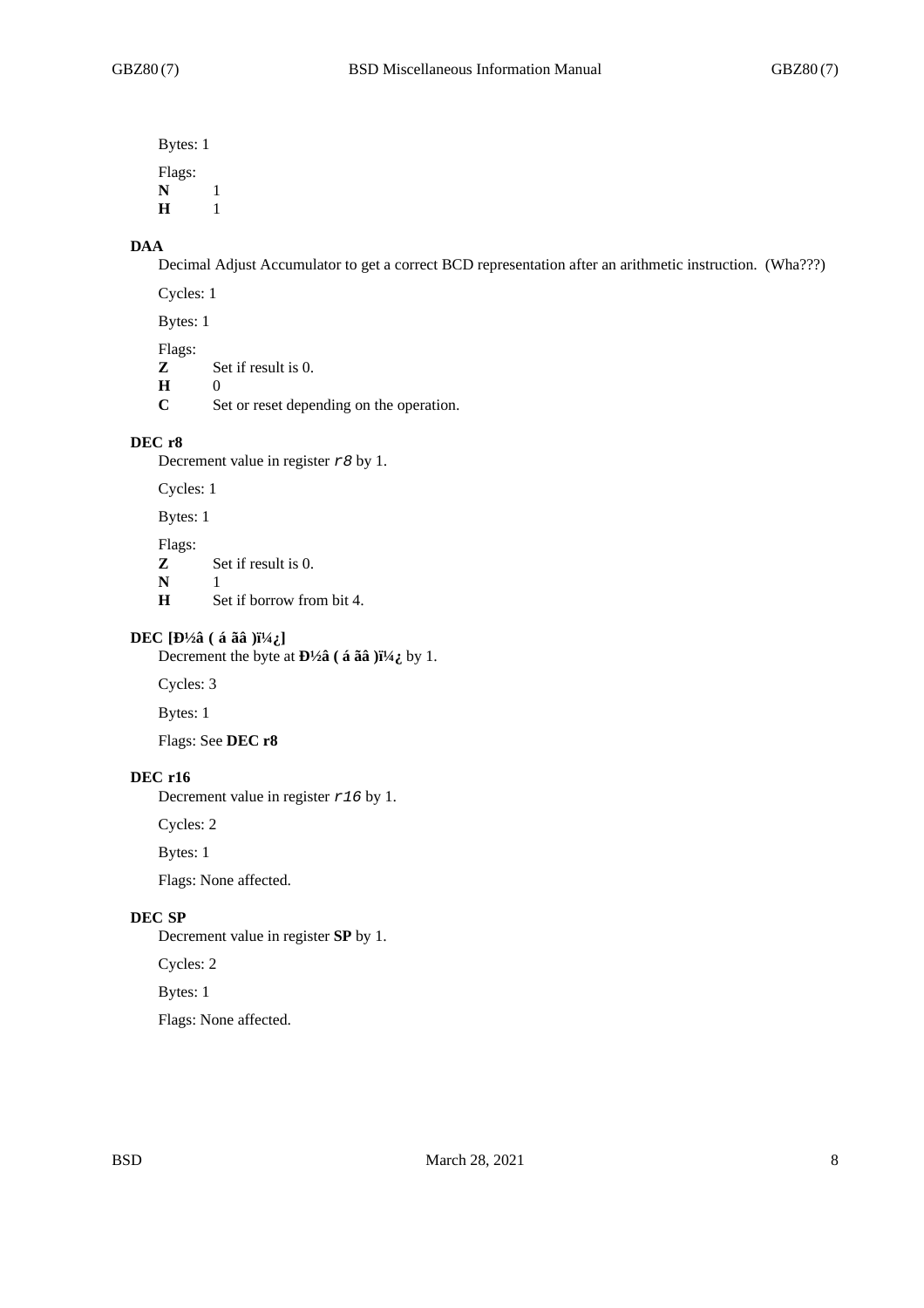Bytes: 1

Flags:

**N** 1
**H** 1

### DAA

Decimal Adjust Accumulator to get a correct BCD representation after an arithmetic instruction. (Wha???)

Cycles: 1

Bytes: 1

Flags:

**Z** Set if result is 0.
**H** 0
**C** Set or reset depending on the operation.

### DEC r8

Decrement value in register *r8* by 1.

Cycles: 1

Bytes: 1

Flags:

**Z** Set if result is 0.
**N** 1
**H** Set if borrow from bit 4.

### DEC [Ð½â ( á ãâ )ï¼¿]

Decrement the byte at **Ð½â ( á ãâ )ï¼¿** by 1.

Cycles: 3

Bytes: 1

Flags: See **DEC r8**

### DEC r16

Decrement value in register *r16* by 1.

Cycles: 2

Bytes: 1

Flags: None affected.

### DEC SP

Decrement value in register **SP** by 1.

Cycles: 2

Bytes: 1

Flags: None affected.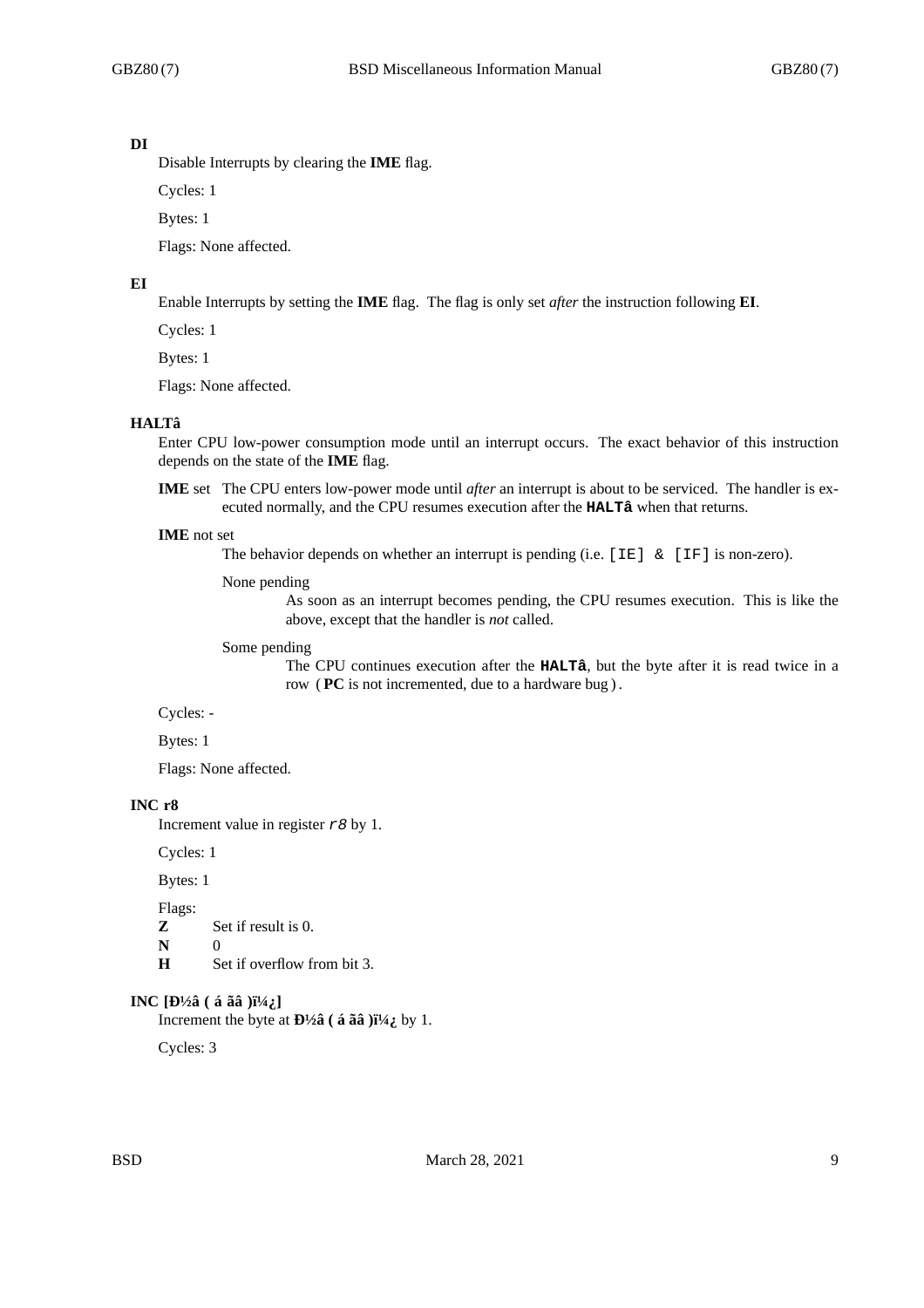### DI

Disable Interrupts by clearing the **IME** flag.

Cycles: 1

Bytes: 1

Flags: None affected.

### EI

Enable Interrupts by setting the **IME** flag. The flag is only set *after* the instruction following **EI**.

Cycles: 1

Bytes: 1

Flags: None affected.

### HALTâ

Enter CPU low-power consumption mode until an interrupt occurs. The exact behavior of this instruction depends on the state of the **IME** flag.

**IME** set — The CPU enters low-power mode until *after* an interrupt is about to be serviced. The handler is executed normally, and the CPU resumes execution after the **`HALTâ`** when that returns.

**IME** not set
: The behavior depends on whether an interrupt is pending (i.e. `[IE] & [IF]` is non-zero).

  None pending
  : As soon as an interrupt becomes pending, the CPU resumes execution. This is like the above, except that the handler is *not* called.

  Some pending
  : The CPU continues execution after the **`HALTâ`**, but the byte after it is read twice in a row ( **PC** is not incremented, due to a hardware bug ) .

Cycles: -

Bytes: 1

Flags: None affected.

### INC r8

Increment value in register *`r8`* by 1.

Cycles: 1

Bytes: 1

Flags:

| | |
|---|---|
| **Z** | Set if result is 0. |
| **N** | 0 |
| **H** | Set if overflow from bit 3. |

### INC [Ð½â ( á ãâ )ï¼¿]

Increment the byte at **Ð½â ( á ãâ )ï¼¿** by 1.

Cycles: 3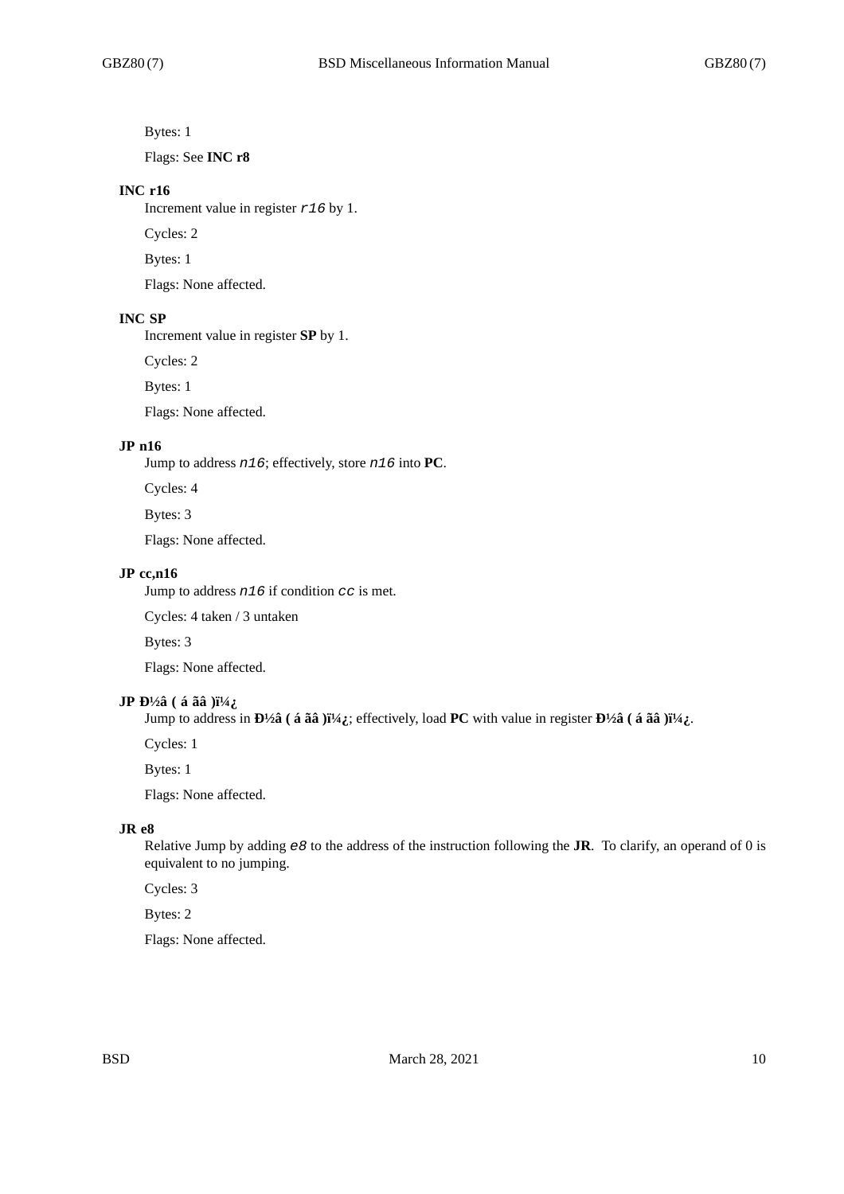Bytes: 1

Flags: See **INC r8**

### INC r16

Increment value in register *r16* by 1.

Cycles: 2

Bytes: 1

Flags: None affected.

### INC SP

Increment value in register **SP** by 1.

Cycles: 2

Bytes: 1

Flags: None affected.

### JP n16

Jump to address *n16*; effectively, store *n16* into **PC**.

Cycles: 4

Bytes: 3

Flags: None affected.

### JP cc,n16

Jump to address *n16* if condition *cc* is met.

Cycles: 4 taken / 3 untaken

Bytes: 3

Flags: None affected.

### JP Ð½â ( á ãâ )ï¼¿

Jump to address in **Ð½â ( á ãâ )ï¼¿**; effectively, load **PC** with value in register **Ð½â ( á ãâ )ï¼¿**.

Cycles: 1

Bytes: 1

Flags: None affected.

### JR e8

Relative Jump by adding *e8* to the address of the instruction following the **JR**. To clarify, an operand of 0 is equivalent to no jumping.

Cycles: 3

Bytes: 2

Flags: None affected.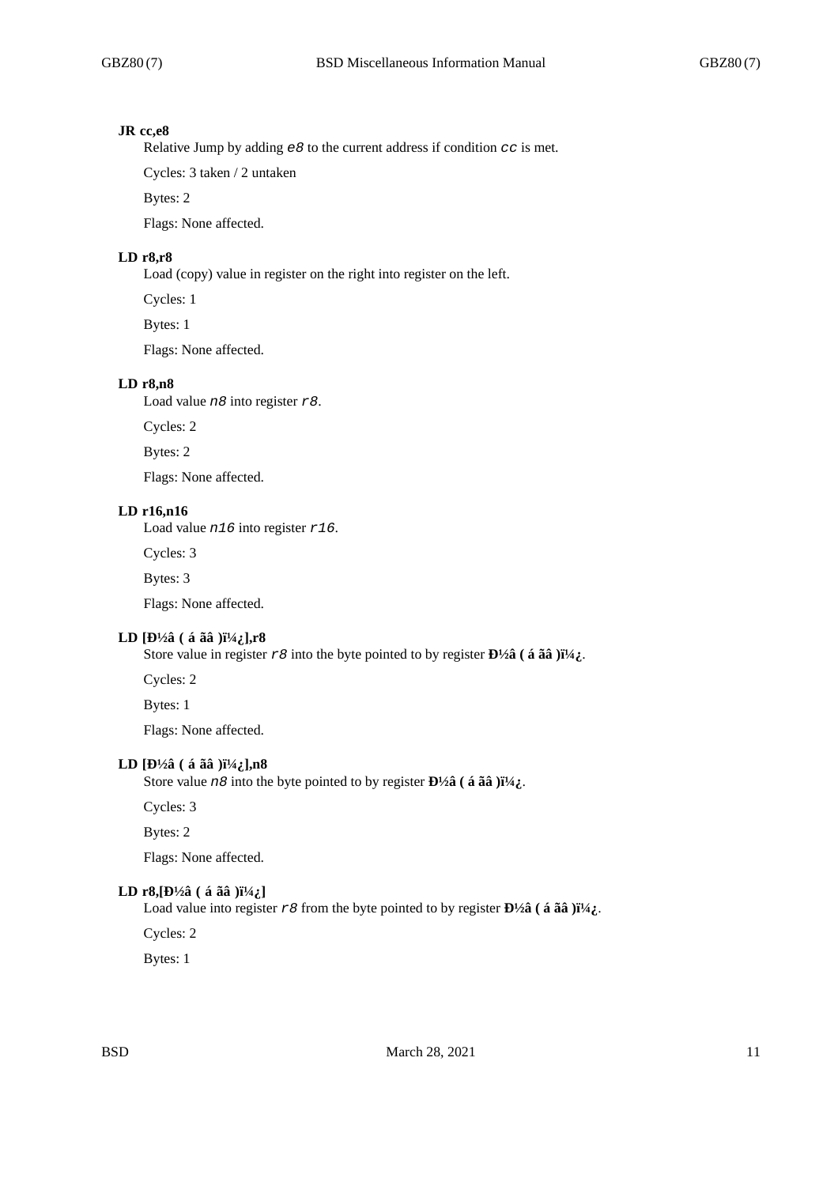**JR cc,e8**

Relative Jump by adding *e8* to the current address if condition *cc* is met.

Cycles: 3 taken / 2 untaken

Bytes: 2

Flags: None affected.

**LD r8,r8**

Load (copy) value in register on the right into register on the left.

Cycles: 1

Bytes: 1

Flags: None affected.

**LD r8,n8**

Load value *n8* into register *r8*.

Cycles: 2

Bytes: 2

Flags: None affected.

**LD r16,n16**

Load value *n16* into register *r16*.

Cycles: 3

Bytes: 3

Flags: None affected.

**LD [Ð½â ( á ãâ )ï¼¿],r8**

Store value in register *r8* into the byte pointed to by register **Ð½â ( á ãâ )ï¼¿**.

Cycles: 2

Bytes: 1

Flags: None affected.

**LD [Ð½â ( á ãâ )ï¼¿],n8**

Store value *n8* into the byte pointed to by register **Ð½â ( á ãâ )ï¼¿**.

Cycles: 3

Bytes: 2

Flags: None affected.

**LD r8,[Ð½â ( á ãâ )ï¼¿]**

Load value into register *r8* from the byte pointed to by register **Ð½â ( á ãâ )ï¼¿**.

Cycles: 2

Bytes: 1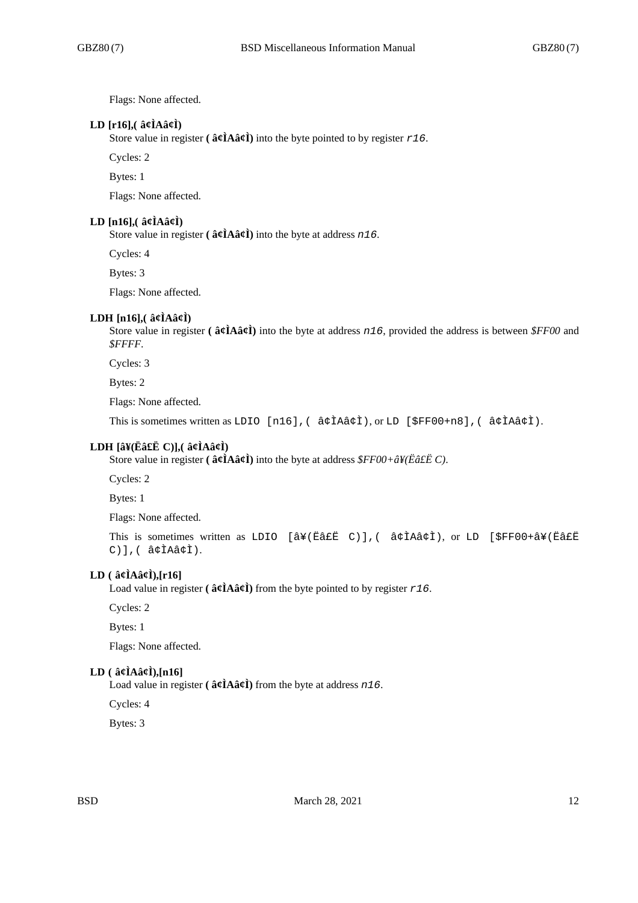Flags: None affected.

**LD [r16],( â¢ÌAâ¢Ì)**

Store value in register **( â¢ÌAâ¢Ì)** into the byte pointed to by register `r16`.

Cycles: 2

Bytes: 1

Flags: None affected.

**LD [n16],( â¢ÌAâ¢Ì)**

Store value in register **( â¢ÌAâ¢Ì)** into the byte at address `n16`.

Cycles: 4

Bytes: 3

Flags: None affected.

**LDH [n16],( â¢ÌAâ¢Ì)**

Store value in register **( â¢ÌAâ¢Ì)** into the byte at address `n16`, provided the address is between *$FF00* and *$FFFF*.

Cycles: 3

Bytes: 2

Flags: None affected.

This is sometimes written as `LDIO [n16],( â¢ÌAâ¢Ì)`, or `LD [$FF00+n8],( â¢ÌAâ¢Ì)`.

**LDH [â¥(Ëâ£Ë C)],( â¢ÌAâ¢Ì)**

Store value in register **( â¢ÌAâ¢Ì)** into the byte at address *$FF00+â¥(Ëâ£Ë C)*.

Cycles: 2

Bytes: 1

Flags: None affected.

This is sometimes written as `LDIO [â¥(Ëâ£Ë C)],( â¢ÌAâ¢Ì)`, or `LD [$FF00+â¥(Ëâ£Ë C)],( â¢ÌAâ¢Ì)`.

**LD ( â¢ÌAâ¢Ì),[r16]**

Load value in register **( â¢ÌAâ¢Ì)** from the byte pointed to by register `r16`.

Cycles: 2

Bytes: 1

Flags: None affected.

**LD ( â¢ÌAâ¢Ì),[n16]**

Load value in register **( â¢ÌAâ¢Ì)** from the byte at address `n16`.

Cycles: 4

Bytes: 3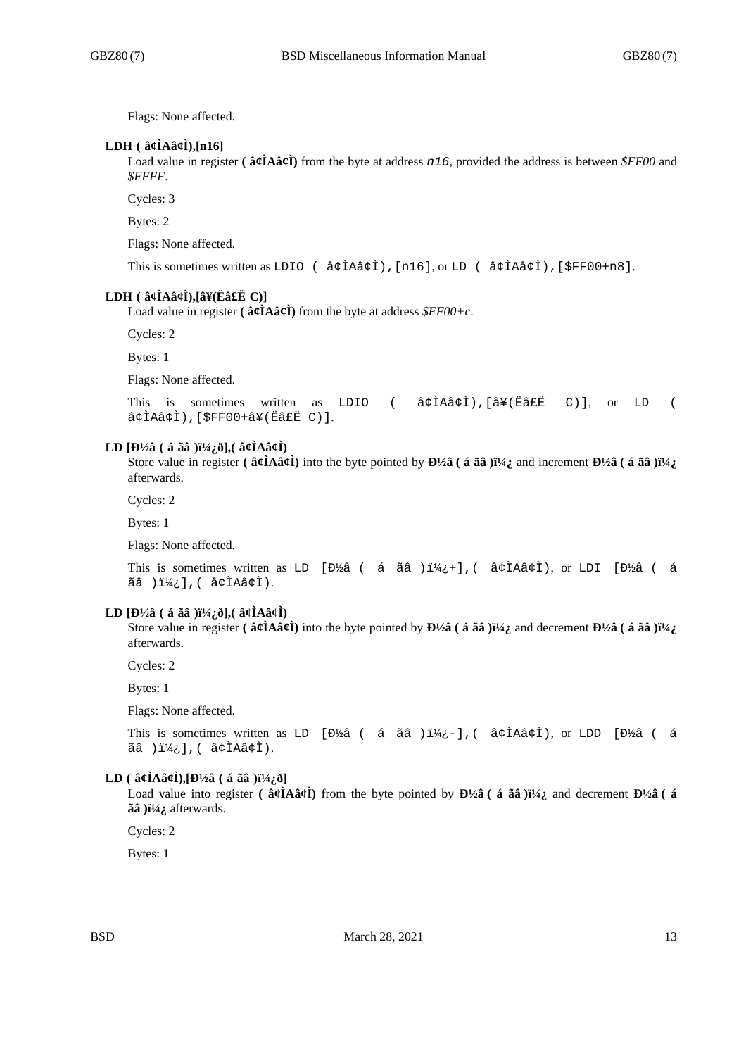Flags: None affected.

**LDH ( â¢ÌAâ¢Ì),[n16]**

Load value in register **( â¢ÌAâ¢Ì)** from the byte at address `n16`, provided the address is between *$FF00* and *$FFFF*.

Cycles: 3

Bytes: 2

Flags: None affected.

This is sometimes written as `LDIO ( â¢ÌAâ¢Ì),[n16]`, or `LD ( â¢ÌAâ¢Ì),[$FF00+n8]`.

**LDH ( â¢ÌAâ¢Ì),[â¥(Ëâ£Ë C)]**

Load value in register **( â¢ÌAâ¢Ì)** from the byte at address *$FF00+c*.

Cycles: 2

Bytes: 1

Flags: None affected.

This is sometimes written as `LDIO ( â¢ÌAâ¢Ì),[â¥(Ëâ£Ë C)]`, or `LD ( â¢ÌAâ¢Ì),[$FF00+â¥(Ëâ£Ë C)]`.

**LD [Ð½â ( á ãâ )ï¼¿ð],( â¢ÌAâ¢Ì)**

Store value in register **( â¢ÌAâ¢Ì)** into the byte pointed by **Ð½â ( á ãâ )ï¼¿** and increment **Ð½â ( á ãâ )ï¼¿** afterwards.

Cycles: 2

Bytes: 1

Flags: None affected.

This is sometimes written as `LD [Ð½â ( á ãâ )ï¼¿+],( â¢ÌAâ¢Ì)`, or `LDI [Ð½â ( á ãâ )ï¼¿],( â¢ÌAâ¢Ì)`.

**LD [Ð½â ( á ãâ )ï¼¿ð],( â¢ÌAâ¢Ì)**

Store value in register **( â¢ÌAâ¢Ì)** into the byte pointed by **Ð½â ( á ãâ )ï¼¿** and decrement **Ð½â ( á ãâ )ï¼¿** afterwards.

Cycles: 2

Bytes: 1

Flags: None affected.

This is sometimes written as `LD [Ð½â ( á ãâ )ï¼¿-],( â¢ÌAâ¢Ì)`, or `LDD [Ð½â ( á ãâ )ï¼¿],( â¢ÌAâ¢Ì)`.

**LD ( â¢ÌAâ¢Ì),[Ð½â ( á ãâ )ï¼¿ð]**

Load value into register **( â¢ÌAâ¢Ì)** from the byte pointed by **Ð½â ( á ãâ )ï¼¿** and decrement **Ð½â ( á ãâ )ï¼¿** afterwards.

Cycles: 2

Bytes: 1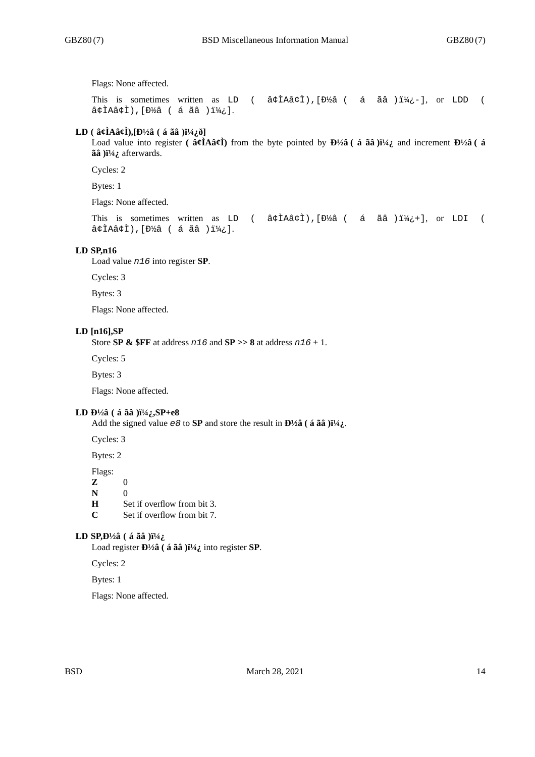Flags: None affected.

This is sometimes written as `LD ( â¢ÌAâ¢Ì),[Ð½â ( á ãâ )ï¼¿-]`, or `LDD ( â¢ÌAâ¢Ì),[Ð½â ( á ãâ )ï¼¿]`.

**LD ( â¢ÌAâ¢Ì),[Ð½â ( á ãâ )ï¼¿ð]**

Load value into register **( â¢ÌAâ¢Ì)** from the byte pointed by **Ð½â ( á ãâ )ï¼¿** and increment **Ð½â ( á ãâ )ï¼¿** afterwards.

Cycles: 2

Bytes: 1

Flags: None affected.

This is sometimes written as `LD ( â¢ÌAâ¢Ì),[Ð½â ( á ãâ )ï¼¿+]`, or `LDI ( â¢ÌAâ¢Ì),[Ð½â ( á ãâ )ï¼¿]`.

**LD SP,n16**

Load value *n16* into register **SP**.

Cycles: 3

Bytes: 3

Flags: None affected.

**LD [n16],SP**

Store **SP & $FF** at address *n16* and **SP >> 8** at address *n16* + 1.

Cycles: 5

Bytes: 3

Flags: None affected.

**LD Ð½â ( á ãâ )ï¼¿,SP+e8**

Add the signed value *e8* to **SP** and store the result in **Ð½â ( á ãâ )ï¼¿**.

Cycles: 3

Bytes: 2

Flags:

**Z** 0

**N** 0

**H** Set if overflow from bit 3.

**C** Set if overflow from bit 7.

**LD SP,Ð½â ( á ãâ )ï¼¿**

Load register **Ð½â ( á ãâ )ï¼¿** into register **SP**.

Cycles: 2

Bytes: 1

Flags: None affected.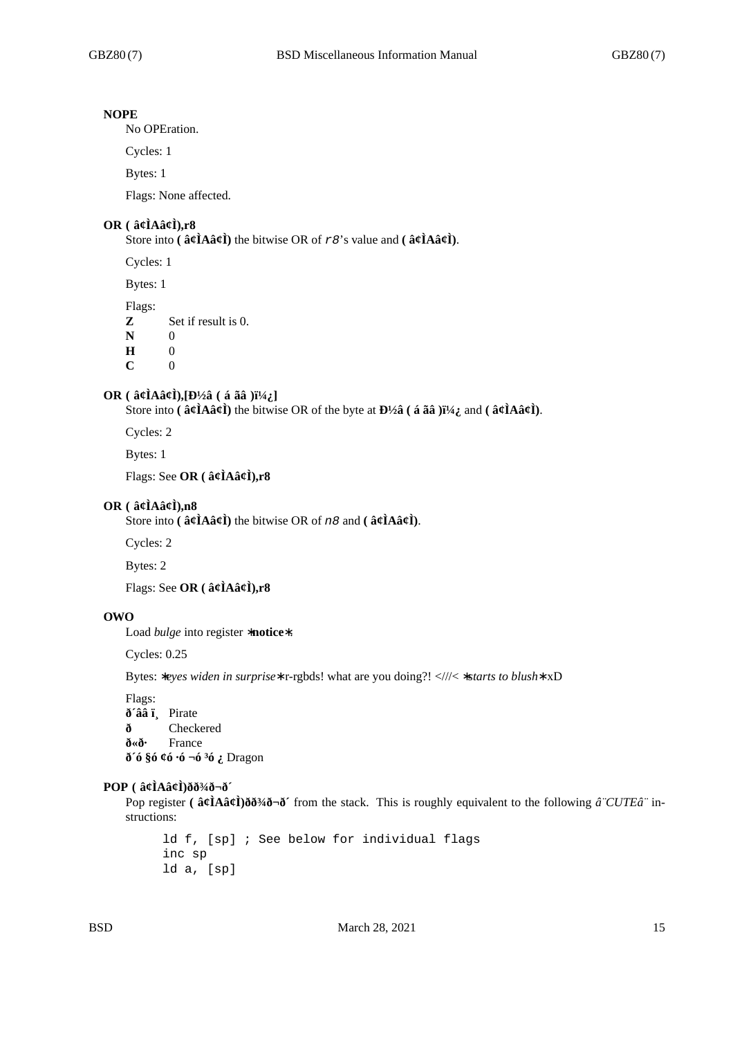**NOPE**

No OPEration.

Cycles: 1

Bytes: 1

Flags: None affected.

**OR ( â¢ÌAâ¢Ì),r8**

Store into **( â¢ÌAâ¢Ì)** the bitwise OR of *r8*'s value and **( â¢ÌAâ¢Ì)**.

Cycles: 1

Bytes: 1

Flags:

**Z** Set if result is 0.
**N** 0
**H** 0
**C** 0

**OR ( â¢ÌAâ¢Ì),[Ð½â ( á ãâ )ï¼¿]**

Store into **( â¢ÌAâ¢Ì)** the bitwise OR of the byte at **Ð½â ( á ãâ )ï¼¿** and **( â¢ÌAâ¢Ì)**.

Cycles: 2

Bytes: 1

Flags: See **OR ( â¢ÌAâ¢Ì),r8**

**OR ( â¢ÌAâ¢Ì),n8**

Store into **( â¢ÌAâ¢Ì)** the bitwise OR of *n8* and **( â¢ÌAâ¢Ì)**.

Cycles: 2

Bytes: 2

Flags: See **OR ( â¢ÌAâ¢Ì),r8**

**OWO**

Load *bulge* into register ∗**notice**∗.

Cycles: 0.25

Bytes: ∗*eyes widen in surprise*∗ r-rgbds! what are you doing?! <///< ∗*starts to blush*∗ xD

Flags:

**ð´ââ ï¸** Pirate
**ð** Checkered
**ð«ð·** France
**ð´ó §ó ¢ó ·ó ¬ó ³ó ¿** Dragon

**POP ( â¢ÌAâ¢Ì)ðð¾ð¬ð´**

Pop register **( â¢ÌAâ¢Ì)ðð¾ð¬ð´** from the stack. This is roughly equivalent to the following *â¨CUTEâ¨* instructions:

```
ld f, [sp] ; See below for individual flags
inc sp
ld a, [sp]
```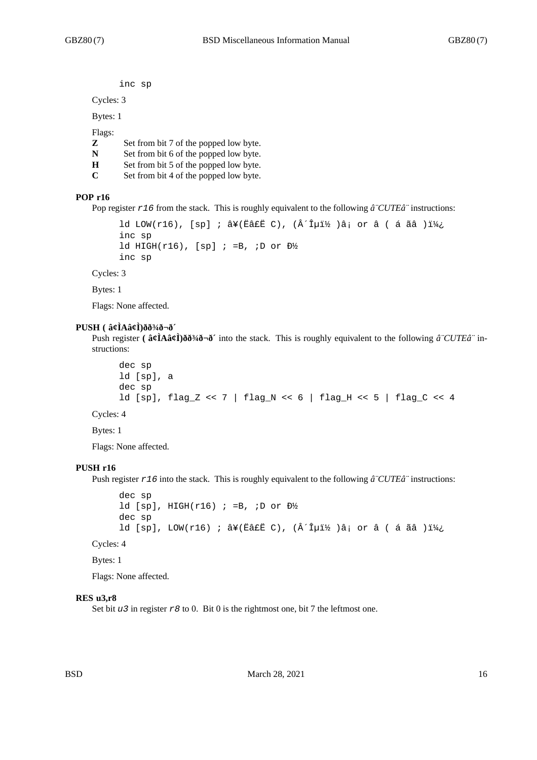```
inc sp
```

Cycles: 3

Bytes: 1

Flags:

- **Z** Set from bit 7 of the popped low byte.
- **N** Set from bit 6 of the popped low byte.
- **H** Set from bit 5 of the popped low byte.
- **C** Set from bit 4 of the popped low byte.

### POP r16

Pop register `r16` from the stack. This is roughly equivalent to the following *â¨CUTEâ¨* instructions:

```
ld LOW(r16), [sp] ; â¥(Ëâ£Ë C), (Â´Îµï½ )â¡ or â ( á ãâ )ï¼¿
inc sp
ld HIGH(r16), [sp] ; =B, ;D or Ð½
inc sp
```

Cycles: 3

Bytes: 1

Flags: None affected.

### PUSH ( â¢ÌAâ¢Ì)ðð¾ð¬ð´

Push register **( â¢ÌAâ¢Ì)ðð¾ð¬ð´** into the stack. This is roughly equivalent to the following *â¨CUTEâ¨* instructions:

```
dec sp
ld [sp], a
dec sp
ld [sp], flag_Z << 7 | flag_N << 6 | flag_H << 5 | flag_C << 4
```

Cycles: 4

Bytes: 1

Flags: None affected.

### PUSH r16

Push register `r16` into the stack. This is roughly equivalent to the following *â¨CUTEâ¨* instructions:

```
dec sp
ld [sp], HIGH(r16) ; =B, ;D or Ð½
dec sp
ld [sp], LOW(r16) ; â¥(Ëâ£Ë C), (Â´Îµï½ )â¡ or â ( á ãâ )ï¼¿
```

Cycles: 4

Bytes: 1

Flags: None affected.

### RES u3,r8

Set bit `u3` in register `r8` to 0. Bit 0 is the rightmost one, bit 7 the leftmost one.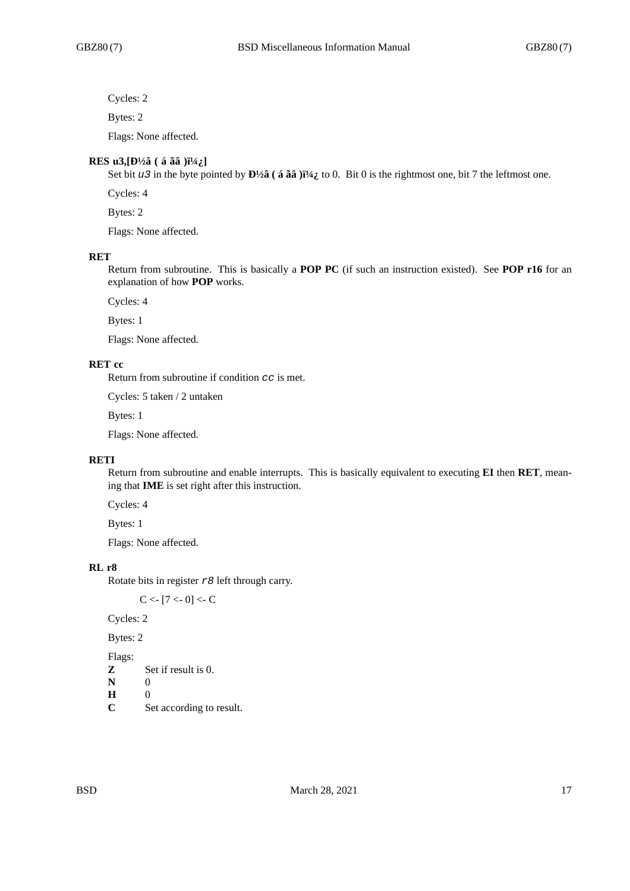Cycles: 2

Bytes: 2

Flags: None affected.

**RES u3,[Ð½â ( á ãâ )ï¼¿]**

Set bit *u3* in the byte pointed by **Ð½â ( á ãâ )ï¼¿** to 0. Bit 0 is the rightmost one, bit 7 the leftmost one.

Cycles: 4

Bytes: 2

Flags: None affected.

**RET**

Return from subroutine. This is basically a **POP PC** (if such an instruction existed). See **POP r16** for an explanation of how **POP** works.

Cycles: 4

Bytes: 1

Flags: None affected.

**RET cc**

Return from subroutine if condition *cc* is met.

Cycles: 5 taken / 2 untaken

Bytes: 1

Flags: None affected.

**RETI**

Return from subroutine and enable interrupts. This is basically equivalent to executing **EI** then **RET**, meaning that **IME** is set right after this instruction.

Cycles: 4

Bytes: 1

Flags: None affected.

**RL r8**

Rotate bits in register *r8* left through carry.

```
C <- [7 <- 0] <- C
```

Cycles: 2

Bytes: 2

Flags:

**Z** Set if result is 0.
**N** 0
**H** 0
**C** Set according to result.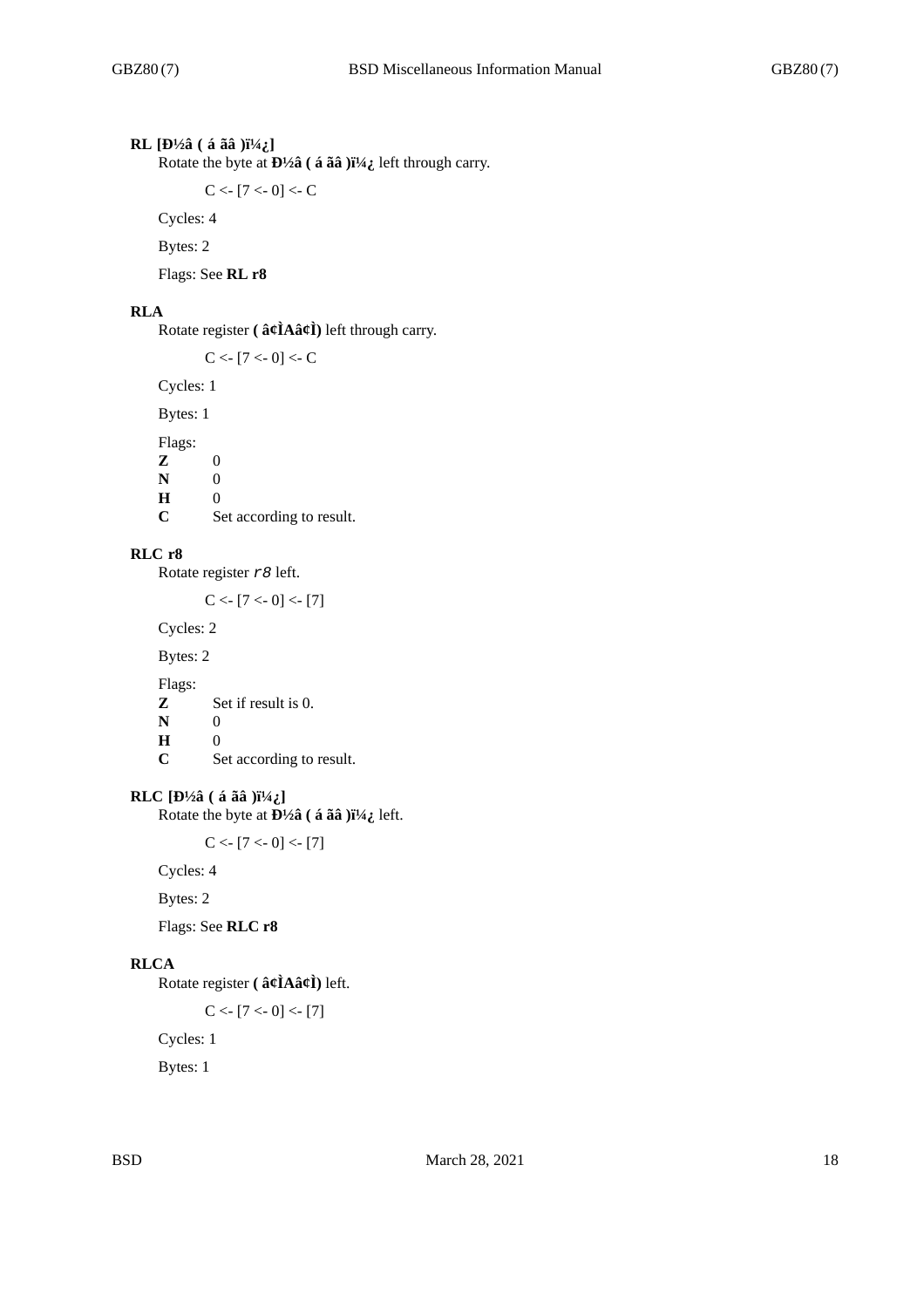**RL [Ð½â ( á ãâ )ï¼¿]**

Rotate the byte at **Ð½â ( á ãâ )ï¼¿** left through carry.

C <- [7 <- 0] <- C

Cycles: 4

Bytes: 2

Flags: See **RL r8**

**RLA**

Rotate register **( â¢ÌAâ¢Ì)** left through carry.

C <- [7 <- 0] <- C

Cycles: 1

Bytes: 1

Flags:

| | |
|---|---|
| **Z** | 0 |
| **N** | 0 |
| **H** | 0 |
| **C** | Set according to result. |

**RLC r8**

Rotate register *r8* left.

C <- [7 <- 0] <- [7]

Cycles: 2

Bytes: 2

Flags:

| | |
|---|---|
| **Z** | Set if result is 0. |
| **N** | 0 |
| **H** | 0 |
| **C** | Set according to result. |

**RLC [Ð½â ( á ãâ )ï¼¿]**

Rotate the byte at **Ð½â ( á ãâ )ï¼¿** left.

C <- [7 <- 0] <- [7]

Cycles: 4

Bytes: 2

Flags: See **RLC r8**

**RLCA**

Rotate register **( â¢ÌAâ¢Ì)** left.

C <- [7 <- 0] <- [7]

Cycles: 1

Bytes: 1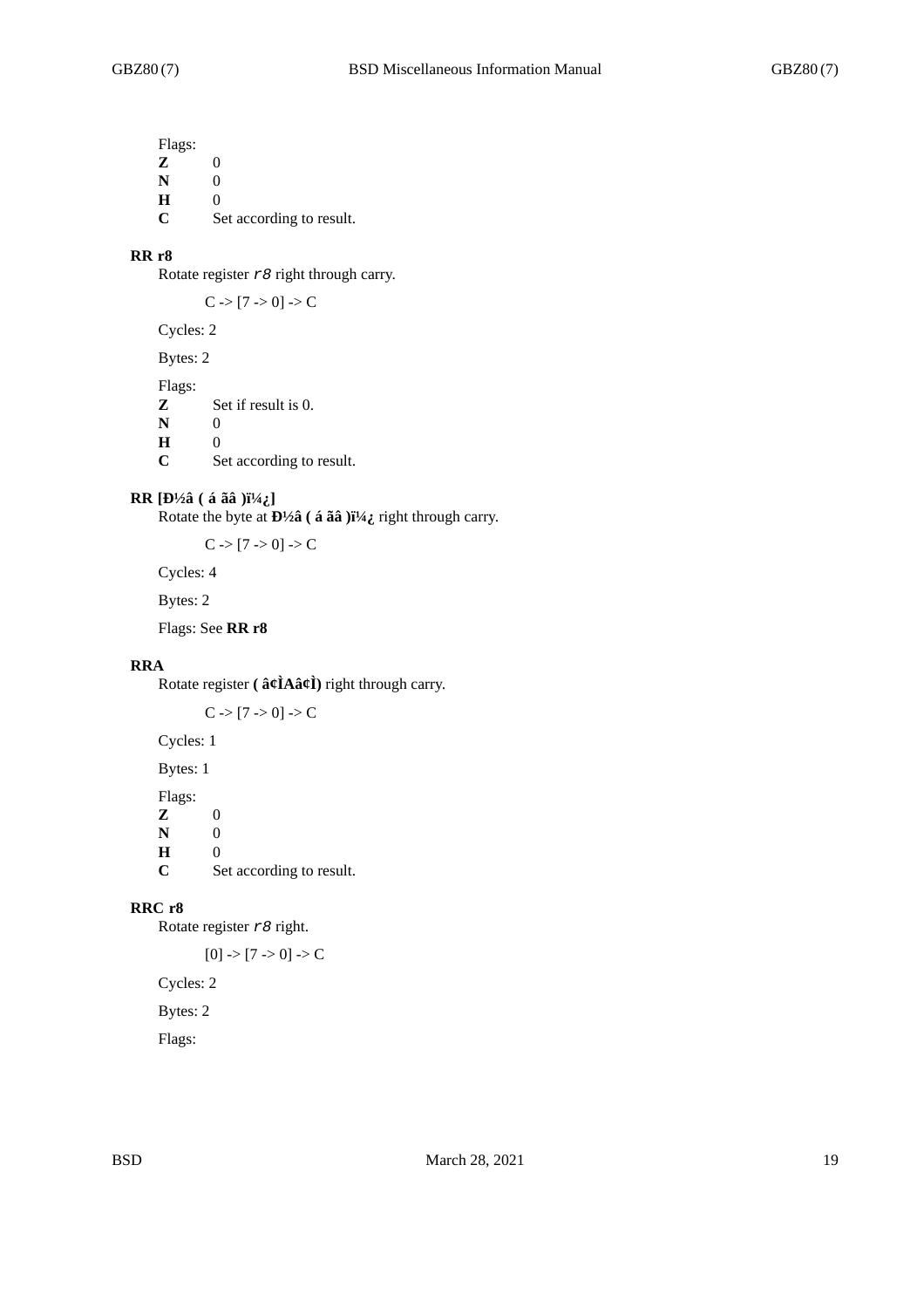Flags:

**Z** 0
**N** 0
**H** 0
**C** Set according to result.

### RR r8

Rotate register *r8* right through carry.

C -> [7 -> 0] -> C

Cycles: 2

Bytes: 2

Flags:

**Z** Set if result is 0.
**N** 0
**H** 0
**C** Set according to result.

### RR [Ð½â ( á ãâ )ï¼¿]

Rotate the byte at **Ð½â ( á ãâ )ï¼¿** right through carry.

C -> [7 -> 0] -> C

Cycles: 4

Bytes: 2

Flags: See **RR r8**

### RRA

Rotate register **( â¢ÌAâ¢Ì)** right through carry.

C -> [7 -> 0] -> C

Cycles: 1

Bytes: 1

Flags:

**Z** 0
**N** 0
**H** 0
**C** Set according to result.

### RRC r8

Rotate register *r8* right.

[0] -> [7 -> 0] -> C

Cycles: 2

Bytes: 2

Flags: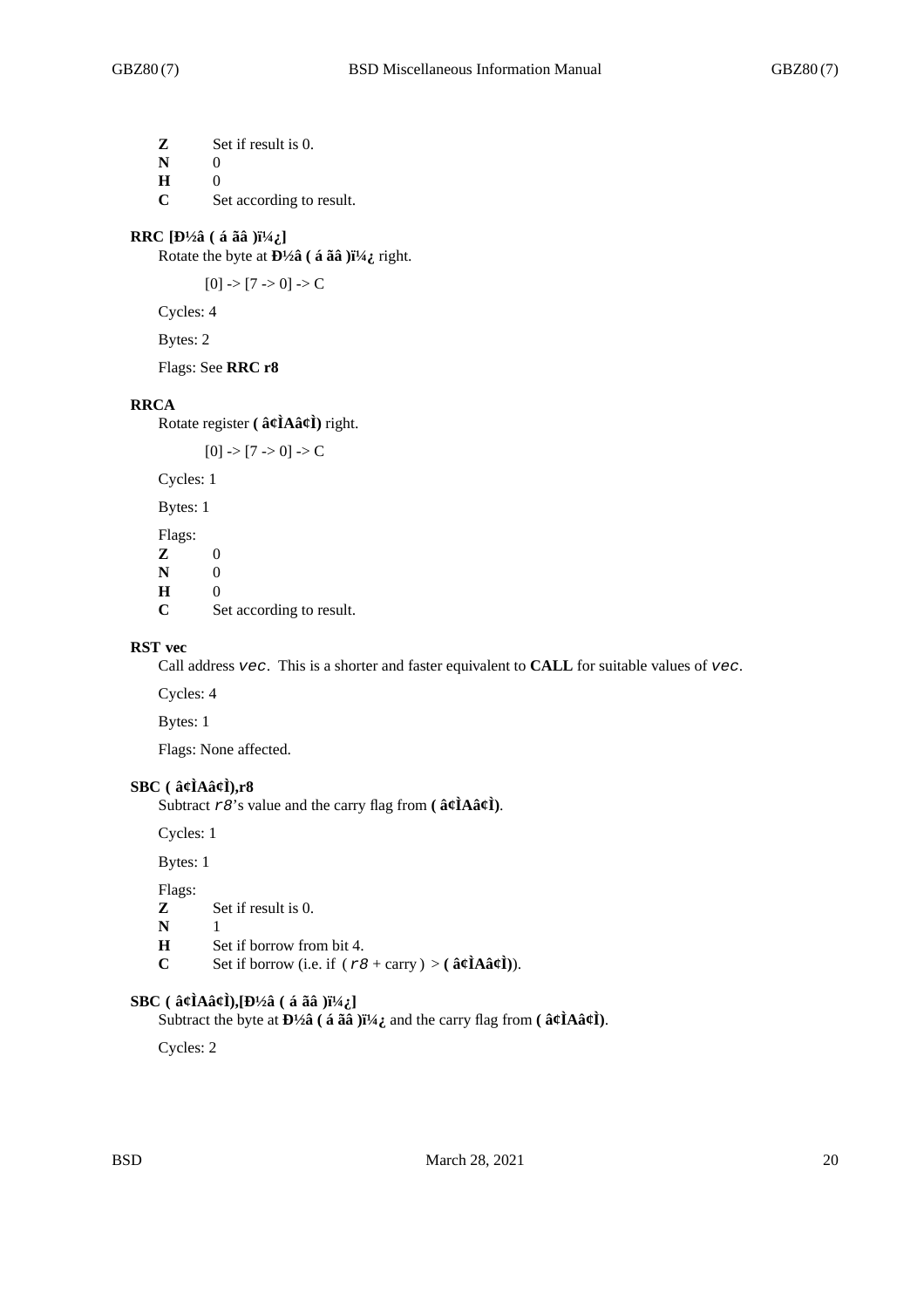**Z** Set if result is 0.
**N** 0
**H** 0
**C** Set according to result.

**RRC [Ð½â ( á ãâ )ï¼¿]**

Rotate the byte at **Ð½â ( á ãâ )ï¼¿** right.

[0] -> [7 -> 0] -> C

Cycles: 4

Bytes: 2

Flags: See **RRC r8**

**RRCA**

Rotate register **( â¢ÌAâ¢Ì)** right.

[0] -> [7 -> 0] -> C

Cycles: 1

Bytes: 1

Flags:
**Z** 0
**N** 0
**H** 0
**C** Set according to result.

**RST vec**

Call address *vec*. This is a shorter and faster equivalent to **CALL** for suitable values of *vec*.

Cycles: 4

Bytes: 1

Flags: None affected.

**SBC ( â¢ÌAâ¢Ì),r8**

Subtract *r8*'s value and the carry flag from **( â¢ÌAâ¢Ì)**.

Cycles: 1

Bytes: 1

Flags:
**Z** Set if result is 0.
**N** 1
**H** Set if borrow from bit 4.
**C** Set if borrow (i.e. if ( *r8* + carry ) > **( â¢ÌAâ¢Ì)**).

**SBC ( â¢ÌAâ¢Ì),[Ð½â ( á ãâ )ï¼¿]**

Subtract the byte at **Ð½â ( á ãâ )ï¼¿** and the carry flag from **( â¢ÌAâ¢Ì)**.

Cycles: 2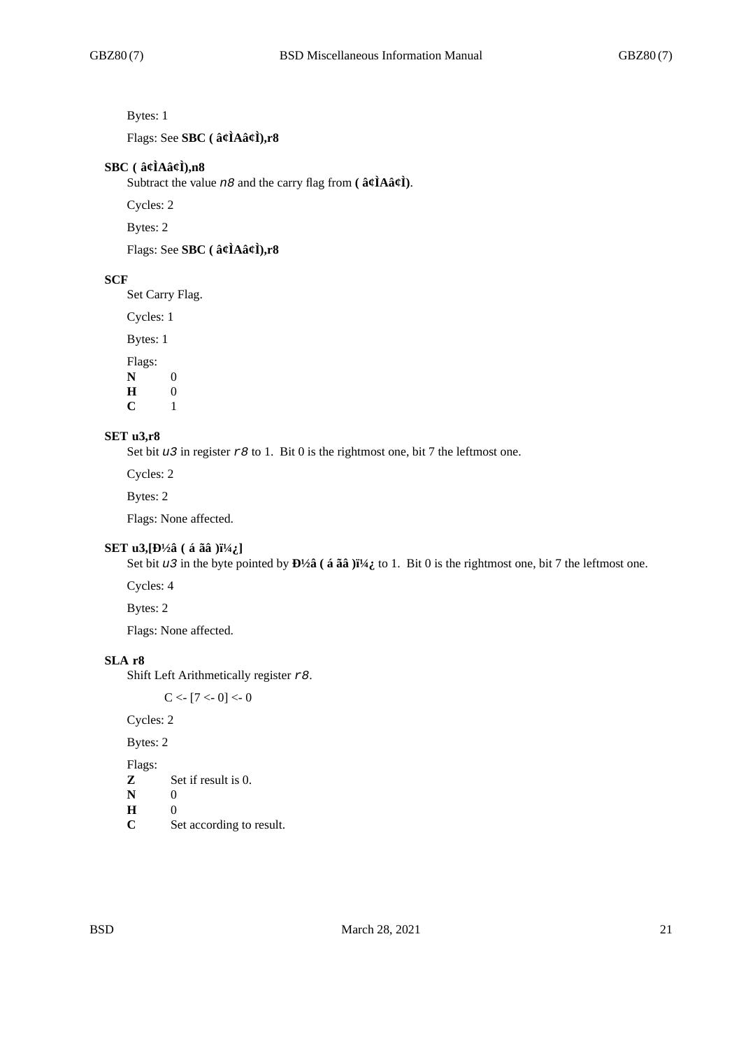Bytes: 1

Flags: See **SBC ( â¢ÌAâ¢Ì),r8**

**SBC ( â¢ÌAâ¢Ì),n8**

Subtract the value *n8* and the carry flag from **( â¢ÌAâ¢Ì)**.

Cycles: 2

Bytes: 2

Flags: See **SBC ( â¢ÌAâ¢Ì),r8**

**SCF**

Set Carry Flag.

Cycles: 1

Bytes: 1

Flags:

**N** 0
**H** 0
**C** 1

**SET u3,r8**

Set bit *u3* in register *r8* to 1. Bit 0 is the rightmost one, bit 7 the leftmost one.

Cycles: 2

Bytes: 2

Flags: None affected.

**SET u3,[Ð½â ( á ãâ )ï¼¿]**

Set bit *u3* in the byte pointed by **Ð½â ( á ãâ )ï¼¿** to 1. Bit 0 is the rightmost one, bit 7 the leftmost one.

Cycles: 4

Bytes: 2

Flags: None affected.

**SLA r8**

Shift Left Arithmetically register *r8*.

    C <- [7 <- 0] <- 0

Cycles: 2

Bytes: 2

Flags:

**Z** Set if result is 0.
**N** 0
**H** 0
**C** Set according to result.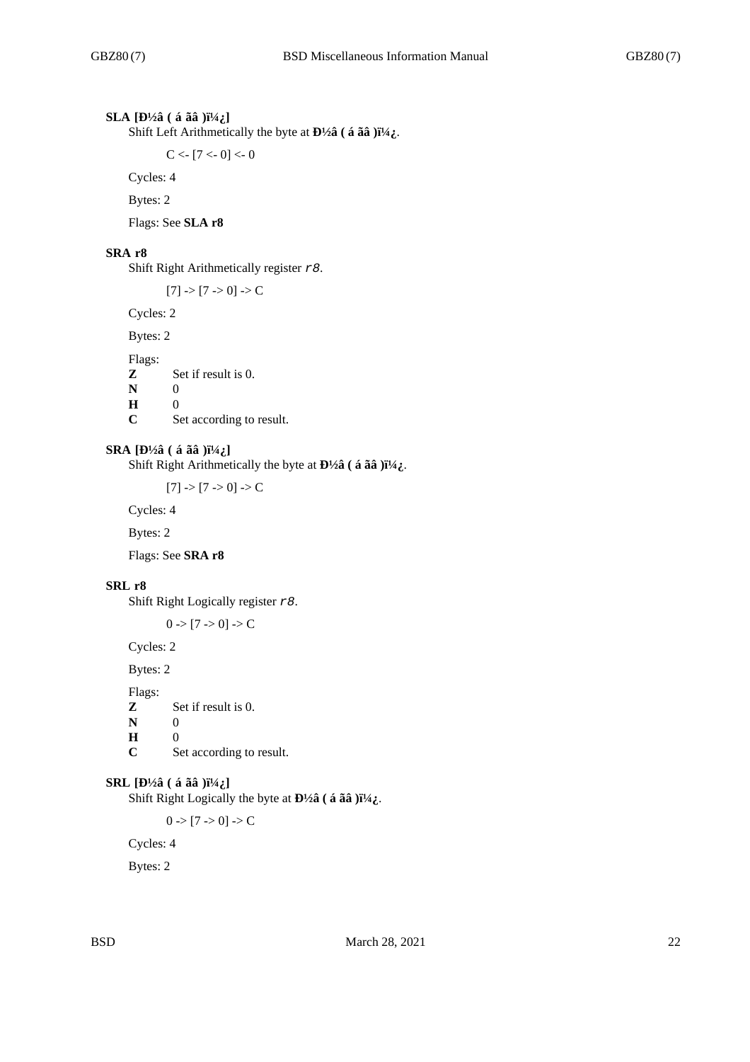### SLA [Ð½â ( á ãâ )ï¼¿]

Shift Left Arithmetically the byte at **Ð½â ( á ãâ )ï¼¿**.

C <- [7 <- 0] <- 0

Cycles: 4

Bytes: 2

Flags: See **SLA r8**

### SRA r8

Shift Right Arithmetically register *r8*.

[7] -> [7 -> 0] -> C

Cycles: 2

Bytes: 2

Flags:

**Z** Set if result is 0.
**N** 0
**H** 0
**C** Set according to result.

### SRA [Ð½â ( á ãâ )ï¼¿]

Shift Right Arithmetically the byte at **Ð½â ( á ãâ )ï¼¿**.

[7] -> [7 -> 0] -> C

Cycles: 4

Bytes: 2

Flags: See **SRA r8**

### SRL r8

Shift Right Logically register *r8*.

0 -> [7 -> 0] -> C

Cycles: 2

Bytes: 2

Flags:

**Z** Set if result is 0.
**N** 0
**H** 0
**C** Set according to result.

### SRL [Ð½â ( á ãâ )ï¼¿]

Shift Right Logically the byte at **Ð½â ( á ãâ )ï¼¿**.

0 -> [7 -> 0] -> C

Cycles: 4

Bytes: 2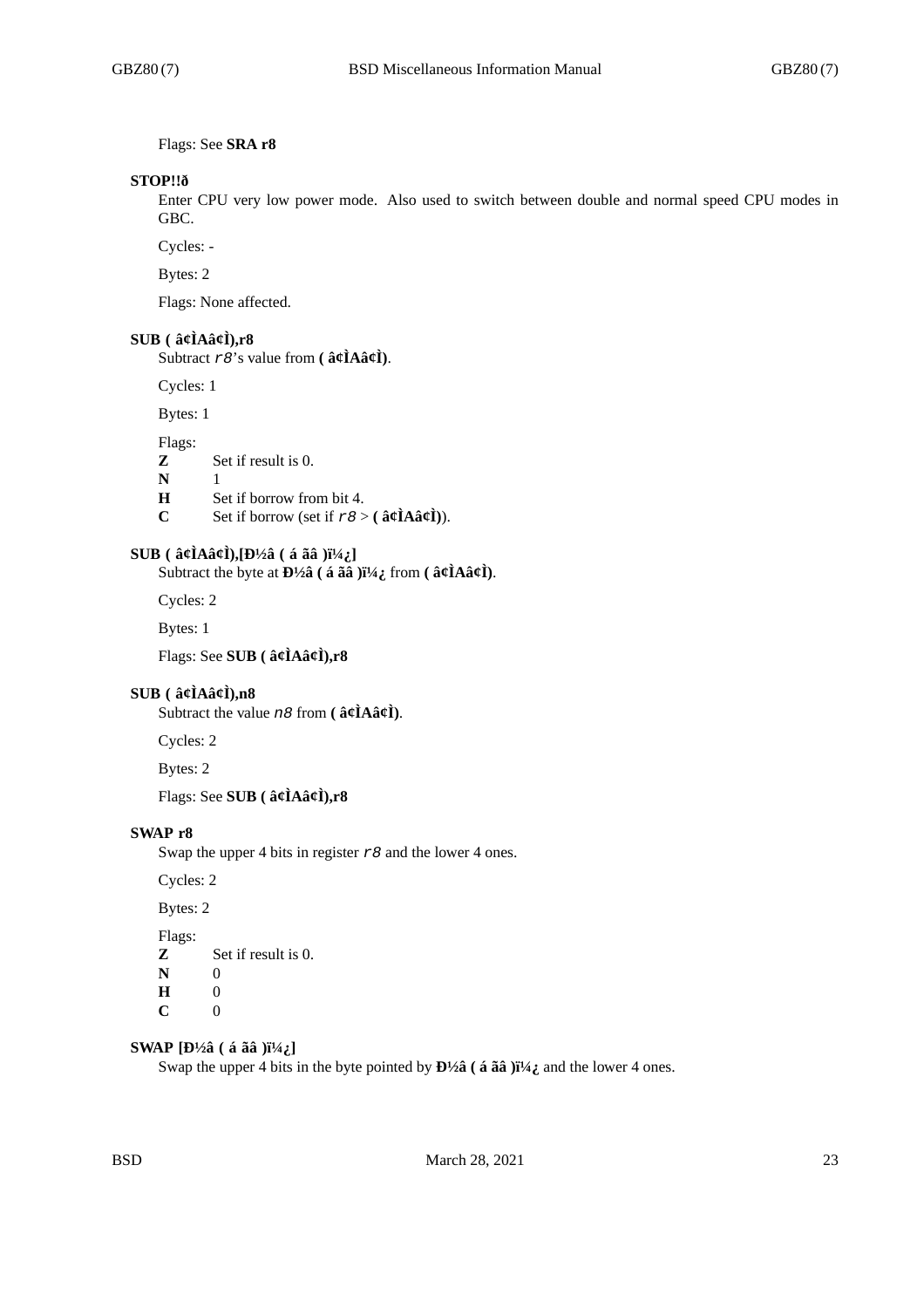Flags: See **SRA r8**

**STOP!!ð**

Enter CPU very low power mode. Also used to switch between double and normal speed CPU modes in GBC.

Cycles: -

Bytes: 2

Flags: None affected.

**SUB ( â¢ÌAâ¢Ì),r8**

Subtract *r8*'s value from **( â¢ÌAâ¢Ì)**.

Cycles: 1

Bytes: 1

Flags:

**Z** Set if result is 0.

**N** 1

**H** Set if borrow from bit 4.

**C** Set if borrow (set if *r8* > **( â¢ÌAâ¢Ì)**).

**SUB ( â¢ÌAâ¢Ì),[Ð½â ( á ãâ )ï¼¿]**

Subtract the byte at **Ð½â ( á ãâ )ï¼¿** from **( â¢ÌAâ¢Ì)**.

Cycles: 2

Bytes: 1

Flags: See **SUB ( â¢ÌAâ¢Ì),r8**

**SUB ( â¢ÌAâ¢Ì),n8**

Subtract the value *n8* from **( â¢ÌAâ¢Ì)**.

Cycles: 2

Bytes: 2

Flags: See **SUB ( â¢ÌAâ¢Ì),r8**

**SWAP r8**

Swap the upper 4 bits in register *r8* and the lower 4 ones.

Cycles: 2

Bytes: 2

Flags:

**Z** Set if result is 0.

**N** 0

**H** 0

**C** 0

**SWAP [Ð½â ( á ãâ )ï¼¿]**

Swap the upper 4 bits in the byte pointed by **Ð½â ( á ãâ )ï¼¿** and the lower 4 ones.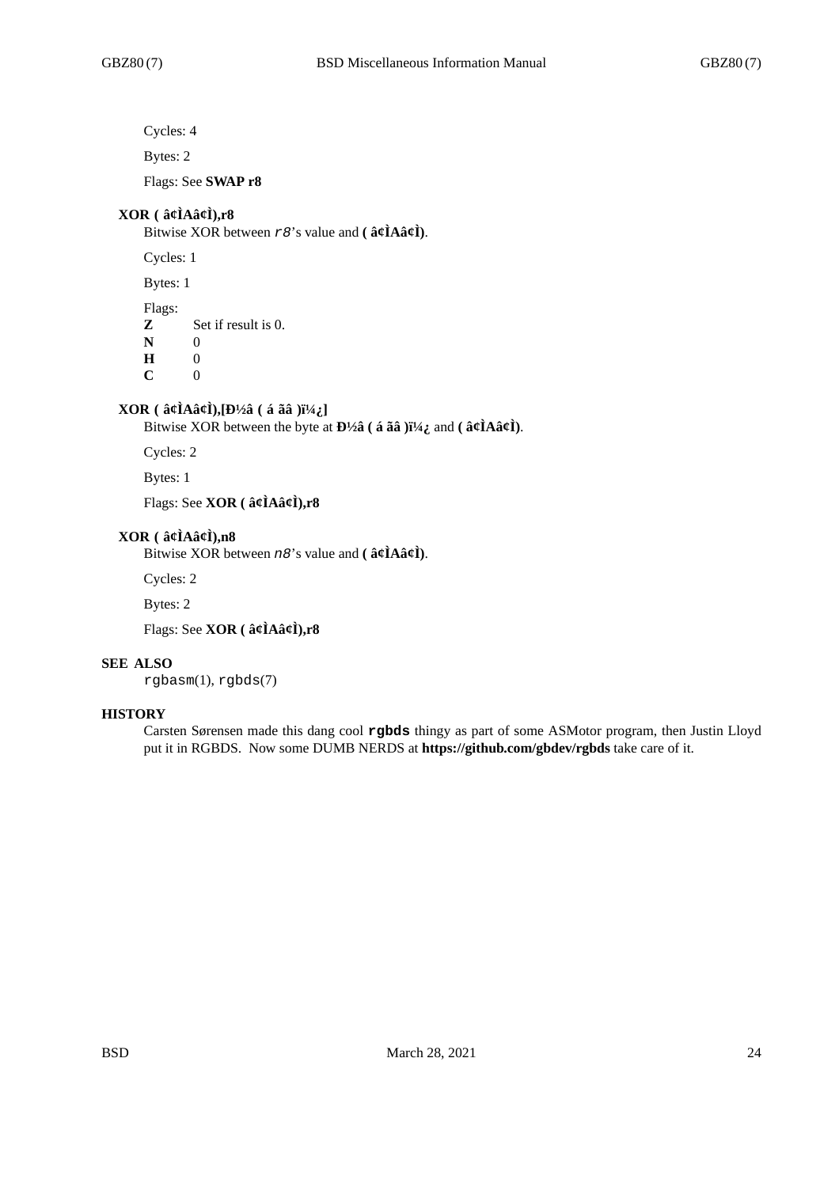Cycles: 4

Bytes: 2

Flags: See **SWAP r8**

**XOR ( â¢ÌAâ¢Ì),r8**

Bitwise XOR between *r8*'s value and **( â¢ÌAâ¢Ì)**.

Cycles: 1

Bytes: 1

Flags:

| | |
|---|---|
| **Z** | Set if result is 0. |
| **N** | 0 |
| **H** | 0 |
| **C** | 0 |

**XOR ( â¢ÌAâ¢Ì),[Ð½â ( á ãâ )ï¼¿]**

Bitwise XOR between the byte at **Ð½â ( á ãâ )ï¼¿** and **( â¢ÌAâ¢Ì)**.

Cycles: 2

Bytes: 1

Flags: See **XOR ( â¢ÌAâ¢Ì),r8**

**XOR ( â¢ÌAâ¢Ì),n8**

Bitwise XOR between *n8*'s value and **( â¢ÌAâ¢Ì)**.

Cycles: 2

Bytes: 2

Flags: See **XOR ( â¢ÌAâ¢Ì),r8**

## SEE ALSO

rgbasm(1), rgbds(7)

## HISTORY

Carsten Sørensen made this dang cool **rgbds** thingy as part of some ASMotor program, then Justin Lloyd put it in RGBDS. Now some DUMB NERDS at **https://github.com/gbdev/rgbds** take care of it.